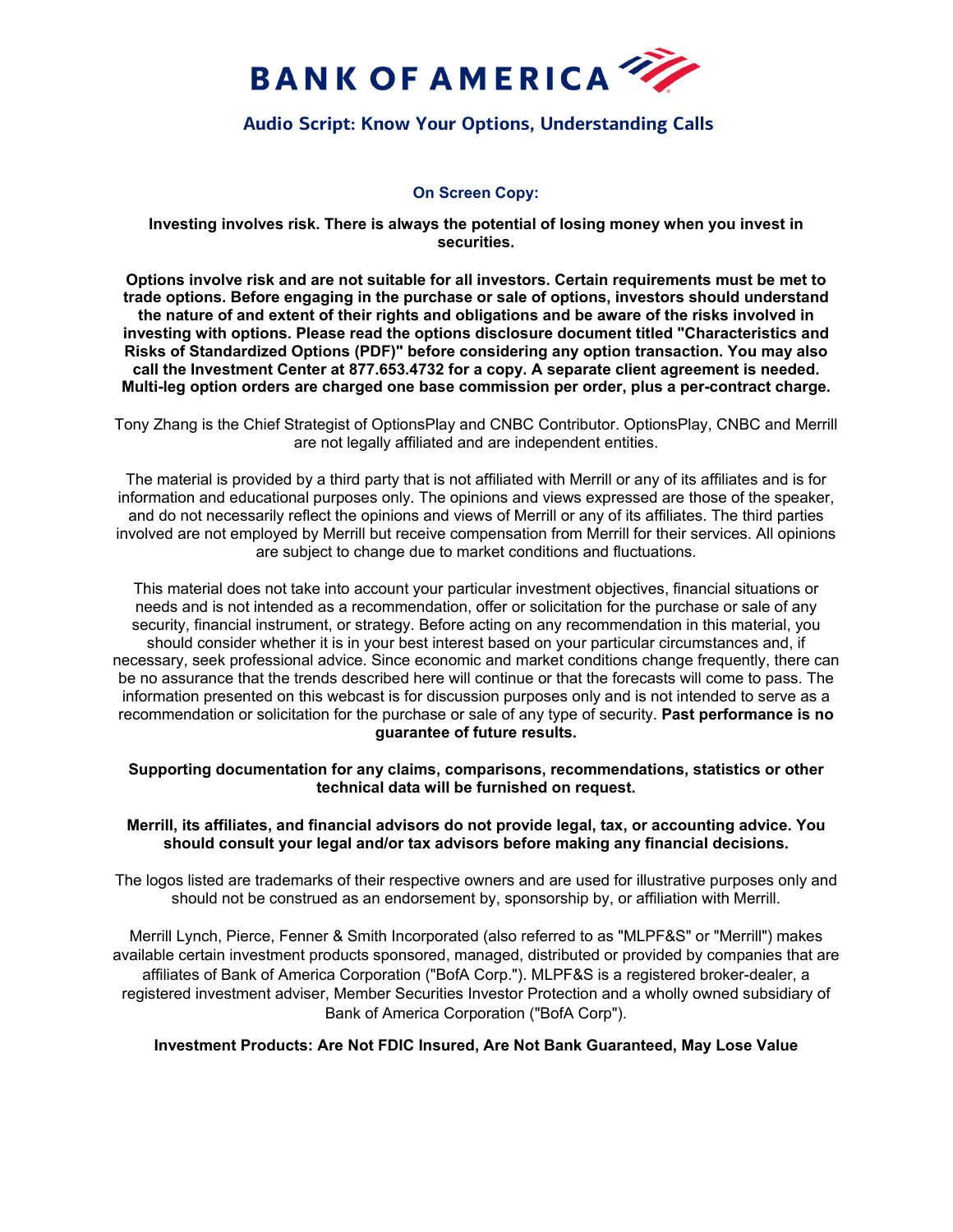# BANK OF AMERICA

## Audio Script: Know Your Options, Understanding Calls

**On Screen Copy:**

**Investing involves risk. There is always the potential of losing money when you invest in securities.**

**Options involve risk and are not suitable for all investors. Certain requirements must be met to trade options. Before engaging in the purchase or sale of options, investors should understand the nature of and extent of their rights and obligations and be aware of the risks involved in investing with options. Please read the options disclosure document titled "Characteristics and Risks of Standardized Options (PDF)" before considering any option transaction. You may also call the Investment Center at 877.653.4732 for a copy. A separate client agreement is needed. Multi-leg option orders are charged one base commission per order, plus a per-contract charge.**

Tony Zhang is the Chief Strategist of OptionsPlay and CNBC Contributor. OptionsPlay, CNBC and Merrill are not legally affiliated and are independent entities.

The material is provided by a third party that is not affiliated with Merrill or any of its affiliates and is for information and educational purposes only. The opinions and views expressed are those of the speaker, and do not necessarily reflect the opinions and views of Merrill or any of its affiliates. The third parties involved are not employed by Merrill but receive compensation from Merrill for their services. All opinions are subject to change due to market conditions and fluctuations.

This material does not take into account your particular investment objectives, financial situations or needs and is not intended as a recommendation, offer or solicitation for the purchase or sale of any security, financial instrument, or strategy. Before acting on any recommendation in this material, you should consider whether it is in your best interest based on your particular circumstances and, if necessary, seek professional advice. Since economic and market conditions change frequently, there can be no assurance that the trends described here will continue or that the forecasts will come to pass. The information presented on this webcast is for discussion purposes only and is not intended to serve as a recommendation or solicitation for the purchase or sale of any type of security. **Past performance is no guarantee of future results.**

**Supporting documentation for any claims, comparisons, recommendations, statistics or other technical data will be furnished on request.**

**Merrill, its affiliates, and financial advisors do not provide legal, tax, or accounting advice. You should consult your legal and/or tax advisors before making any financial decisions.**

The logos listed are trademarks of their respective owners and are used for illustrative purposes only and should not be construed as an endorsement by, sponsorship by, or affiliation with Merrill.

Merrill Lynch, Pierce, Fenner & Smith Incorporated (also referred to as "MLPF&S" or "Merrill") makes available certain investment products sponsored, managed, distributed or provided by companies that are affiliates of Bank of America Corporation ("BofA Corp."). MLPF&S is a registered broker-dealer, a registered investment adviser, Member Securities Investor Protection and a wholly owned subsidiary of Bank of America Corporation ("BofA Corp").

**Investment Products: Are Not FDIC Insured, Are Not Bank Guaranteed, May Lose Value**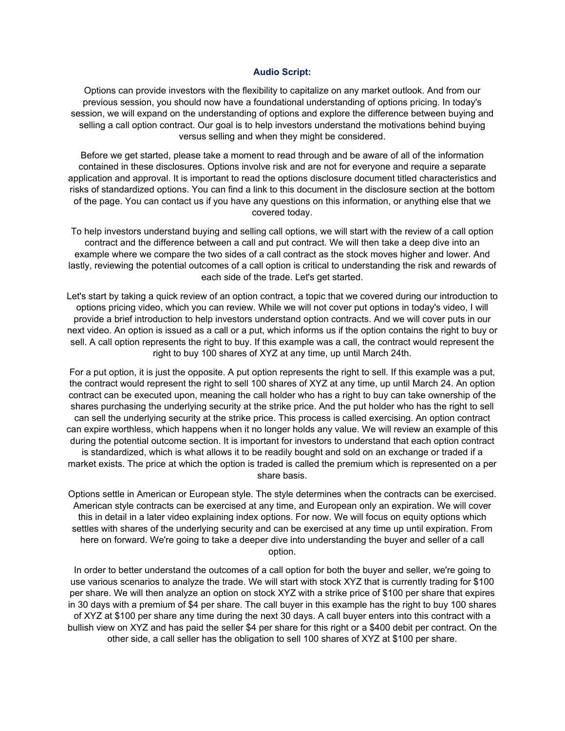**Audio Script:**

Options can provide investors with the flexibility to capitalize on any market outlook. And from our previous session, you should now have a foundational understanding of options pricing. In today's session, we will expand on the understanding of options and explore the difference between buying and selling a call option contract. Our goal is to help investors understand the motivations behind buying versus selling and when they might be considered.

Before we get started, please take a moment to read through and be aware of all of the information contained in these disclosures. Options involve risk and are not for everyone and require a separate application and approval. It is important to read the options disclosure document titled characteristics and risks of standardized options. You can find a link to this document in the disclosure section at the bottom of the page. You can contact us if you have any questions on this information, or anything else that we covered today.

To help investors understand buying and selling call options, we will start with the review of a call option contract and the difference between a call and put contract. We will then take a deep dive into an example where we compare the two sides of a call contract as the stock moves higher and lower. And lastly, reviewing the potential outcomes of a call option is critical to understanding the risk and rewards of each side of the trade. Let's get started.

Let's start by taking a quick review of an option contract, a topic that we covered during our introduction to options pricing video, which you can review. While we will not cover put options in today's video, I will provide a brief introduction to help investors understand option contracts. And we will cover puts in our next video. An option is issued as a call or a put, which informs us if the option contains the right to buy or sell. A call option represents the right to buy. If this example was a call, the contract would represent the right to buy 100 shares of XYZ at any time, up until March 24th.

For a put option, it is just the opposite. A put option represents the right to sell. If this example was a put, the contract would represent the right to sell 100 shares of XYZ at any time, up until March 24. An option contract can be executed upon, meaning the call holder who has a right to buy can take ownership of the shares purchasing the underlying security at the strike price. And the put holder who has the right to sell can sell the underlying security at the strike price. This process is called exercising. An option contract can expire worthless, which happens when it no longer holds any value. We will review an example of this during the potential outcome section. It is important for investors to understand that each option contract is standardized, which is what allows it to be readily bought and sold on an exchange or traded if a market exists. The price at which the option is traded is called the premium which is represented on a per share basis.

Options settle in American or European style. The style determines when the contracts can be exercised. American style contracts can be exercised at any time, and European only an expiration. We will cover this in detail in a later video explaining index options. For now. We will focus on equity options which settles with shares of the underlying security and can be exercised at any time up until expiration. From here on forward. We're going to take a deeper dive into understanding the buyer and seller of a call option.

In order to better understand the outcomes of a call option for both the buyer and seller, we're going to use various scenarios to analyze the trade. We will start with stock XYZ that is currently trading for $100 per share. We will then analyze an option on stock XYZ with a strike price of $100 per share that expires in 30 days with a premium of $4 per share. The call buyer in this example has the right to buy 100 shares of XYZ at $100 per share any time during the next 30 days. A call buyer enters into this contract with a bullish view on XYZ and has paid the seller $4 per share for this right or a $400 debit per contract. On the other side, a call seller has the obligation to sell 100 shares of XYZ at $100 per share.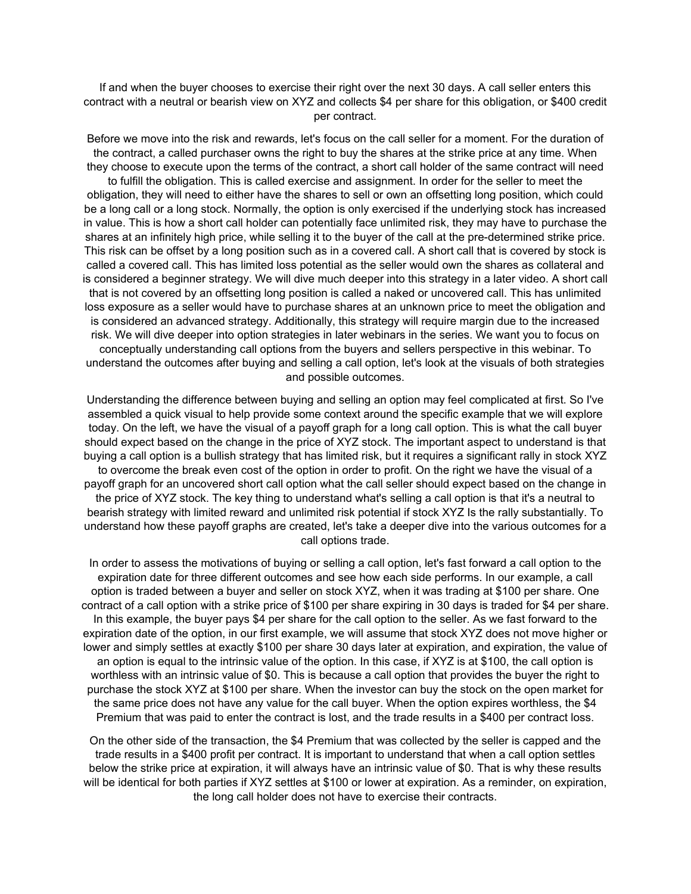If and when the buyer chooses to exercise their right over the next 30 days. A call seller enters this contract with a neutral or bearish view on XYZ and collects $4 per share for this obligation, or $400 credit per contract.

Before we move into the risk and rewards, let's focus on the call seller for a moment. For the duration of the contract, a called purchaser owns the right to buy the shares at the strike price at any time. When they choose to execute upon the terms of the contract, a short call holder of the same contract will need to fulfill the obligation. This is called exercise and assignment. In order for the seller to meet the obligation, they will need to either have the shares to sell or own an offsetting long position, which could be a long call or a long stock. Normally, the option is only exercised if the underlying stock has increased in value. This is how a short call holder can potentially face unlimited risk, they may have to purchase the shares at an infinitely high price, while selling it to the buyer of the call at the pre-determined strike price. This risk can be offset by a long position such as in a covered call. A short call that is covered by stock is called a covered call. This has limited loss potential as the seller would own the shares as collateral and is considered a beginner strategy. We will dive much deeper into this strategy in a later video. A short call that is not covered by an offsetting long position is called a naked or uncovered call. This has unlimited loss exposure as a seller would have to purchase shares at an unknown price to meet the obligation and is considered an advanced strategy. Additionally, this strategy will require margin due to the increased risk. We will dive deeper into option strategies in later webinars in the series. We want you to focus on conceptually understanding call options from the buyers and sellers perspective in this webinar. To understand the outcomes after buying and selling a call option, let's look at the visuals of both strategies and possible outcomes.

Understanding the difference between buying and selling an option may feel complicated at first. So I've assembled a quick visual to help provide some context around the specific example that we will explore today. On the left, we have the visual of a payoff graph for a long call option. This is what the call buyer should expect based on the change in the price of XYZ stock. The important aspect to understand is that buying a call option is a bullish strategy that has limited risk, but it requires a significant rally in stock XYZ to overcome the break even cost of the option in order to profit. On the right we have the visual of a payoff graph for an uncovered short call option what the call seller should expect based on the change in the price of XYZ stock. The key thing to understand what's selling a call option is that it's a neutral to bearish strategy with limited reward and unlimited risk potential if stock XYZ Is the rally substantially. To understand how these payoff graphs are created, let's take a deeper dive into the various outcomes for a call options trade.

In order to assess the motivations of buying or selling a call option, let's fast forward a call option to the expiration date for three different outcomes and see how each side performs. In our example, a call option is traded between a buyer and seller on stock XYZ, when it was trading at $100 per share. One contract of a call option with a strike price of $100 per share expiring in 30 days is traded for $4 per share. In this example, the buyer pays $4 per share for the call option to the seller. As we fast forward to the expiration date of the option, in our first example, we will assume that stock XYZ does not move higher or lower and simply settles at exactly $100 per share 30 days later at expiration, and expiration, the value of an option is equal to the intrinsic value of the option. In this case, if XYZ is at $100, the call option is worthless with an intrinsic value of $0. This is because a call option that provides the buyer the right to purchase the stock XYZ at $100 per share. When the investor can buy the stock on the open market for the same price does not have any value for the call buyer. When the option expires worthless, the $4 Premium that was paid to enter the contract is lost, and the trade results in a $400 per contract loss.

On the other side of the transaction, the $4 Premium that was collected by the seller is capped and the trade results in a $400 profit per contract. It is important to understand that when a call option settles below the strike price at expiration, it will always have an intrinsic value of $0. That is why these results will be identical for both parties if XYZ settles at $100 or lower at expiration. As a reminder, on expiration, the long call holder does not have to exercise their contracts.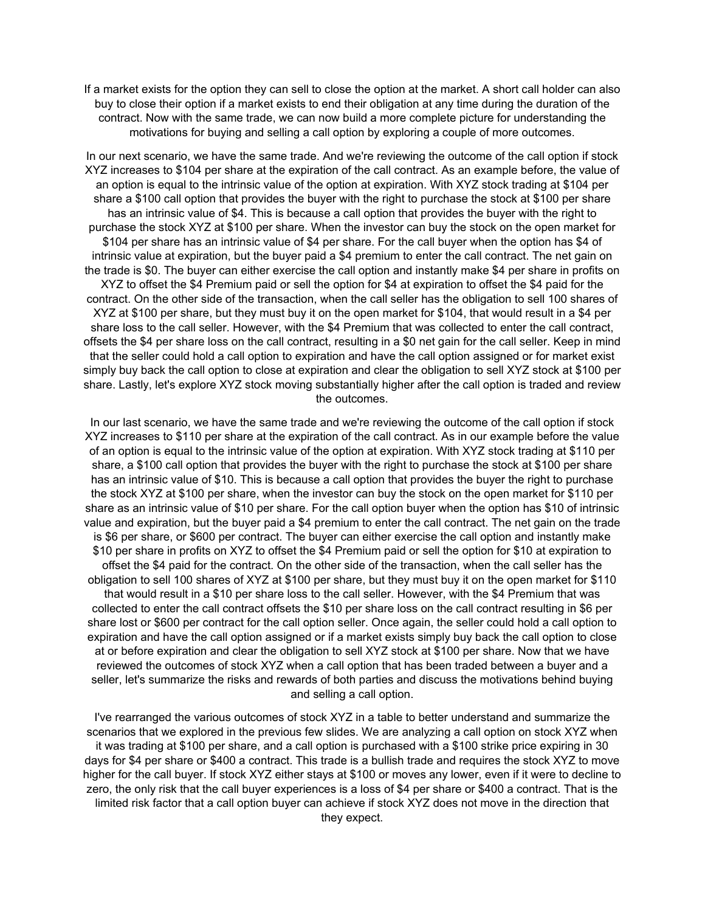If a market exists for the option they can sell to close the option at the market. A short call holder can also buy to close their option if a market exists to end their obligation at any time during the duration of the contract. Now with the same trade, we can now build a more complete picture for understanding the motivations for buying and selling a call option by exploring a couple of more outcomes.

In our next scenario, we have the same trade. And we're reviewing the outcome of the call option if stock XYZ increases to $104 per share at the expiration of the call contract. As an example before, the value of an option is equal to the intrinsic value of the option at expiration. With XYZ stock trading at $104 per share a $100 call option that provides the buyer with the right to purchase the stock at $100 per share has an intrinsic value of $4. This is because a call option that provides the buyer with the right to purchase the stock XYZ at $100 per share. When the investor can buy the stock on the open market for $104 per share has an intrinsic value of $4 per share. For the call buyer when the option has $4 of intrinsic value at expiration, but the buyer paid a $4 premium to enter the call contract. The net gain on the trade is $0. The buyer can either exercise the call option and instantly make $4 per share in profits on XYZ to offset the $4 Premium paid or sell the option for $4 at expiration to offset the $4 paid for the contract. On the other side of the transaction, when the call seller has the obligation to sell 100 shares of XYZ at $100 per share, but they must buy it on the open market for $104, that would result in a $4 per share loss to the call seller. However, with the $4 Premium that was collected to enter the call contract, offsets the $4 per share loss on the call contract, resulting in a $0 net gain for the call seller. Keep in mind that the seller could hold a call option to expiration and have the call option assigned or for market exist simply buy back the call option to close at expiration and clear the obligation to sell XYZ stock at $100 per share. Lastly, let's explore XYZ stock moving substantially higher after the call option is traded and review the outcomes.

In our last scenario, we have the same trade and we're reviewing the outcome of the call option if stock XYZ increases to $110 per share at the expiration of the call contract. As in our example before the value of an option is equal to the intrinsic value of the option at expiration. With XYZ stock trading at $110 per share, a $100 call option that provides the buyer with the right to purchase the stock at $100 per share has an intrinsic value of $10. This is because a call option that provides the buyer the right to purchase the stock XYZ at $100 per share, when the investor can buy the stock on the open market for $110 per share as an intrinsic value of $10 per share. For the call option buyer when the option has $10 of intrinsic value and expiration, but the buyer paid a $4 premium to enter the call contract. The net gain on the trade is $6 per share, or $600 per contract. The buyer can either exercise the call option and instantly make $10 per share in profits on XYZ to offset the $4 Premium paid or sell the option for $10 at expiration to offset the $4 paid for the contract. On the other side of the transaction, when the call seller has the obligation to sell 100 shares of XYZ at $100 per share, but they must buy it on the open market for $110 that would result in a $10 per share loss to the call seller. However, with the $4 Premium that was collected to enter the call contract offsets the $10 per share loss on the call contract resulting in $6 per share lost or $600 per contract for the call option seller. Once again, the seller could hold a call option to expiration and have the call option assigned or if a market exists simply buy back the call option to close at or before expiration and clear the obligation to sell XYZ stock at $100 per share. Now that we have reviewed the outcomes of stock XYZ when a call option that has been traded between a buyer and a seller, let's summarize the risks and rewards of both parties and discuss the motivations behind buying and selling a call option.

I've rearranged the various outcomes of stock XYZ in a table to better understand and summarize the scenarios that we explored in the previous few slides. We are analyzing a call option on stock XYZ when it was trading at $100 per share, and a call option is purchased with a $100 strike price expiring in 30 days for $4 per share or $400 a contract. This trade is a bullish trade and requires the stock XYZ to move higher for the call buyer. If stock XYZ either stays at $100 or moves any lower, even if it were to decline to zero, the only risk that the call buyer experiences is a loss of $4 per share or $400 a contract. That is the limited risk factor that a call option buyer can achieve if stock XYZ does not move in the direction that they expect.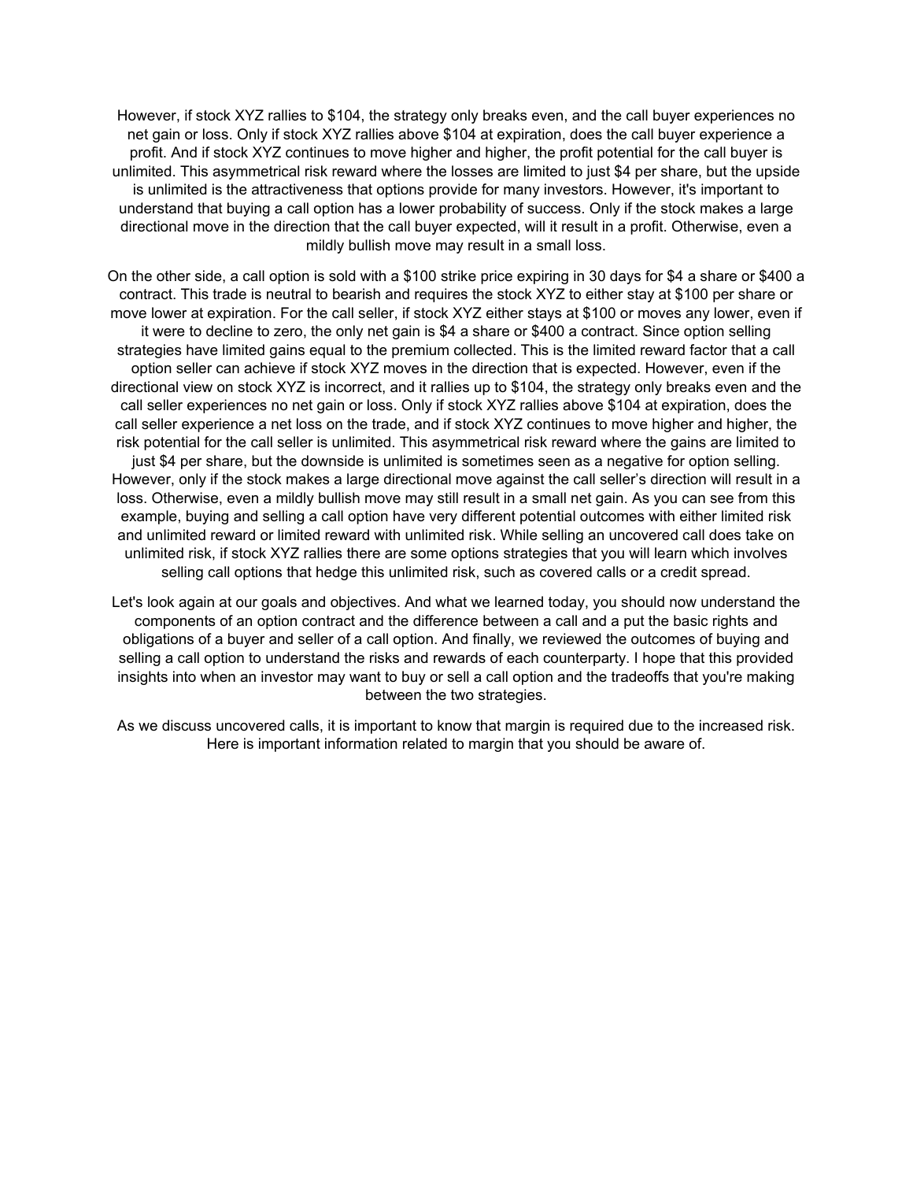However, if stock XYZ rallies to $104, the strategy only breaks even, and the call buyer experiences no net gain or loss. Only if stock XYZ rallies above $104 at expiration, does the call buyer experience a profit. And if stock XYZ continues to move higher and higher, the profit potential for the call buyer is unlimited. This asymmetrical risk reward where the losses are limited to just $4 per share, but the upside is unlimited is the attractiveness that options provide for many investors. However, it's important to understand that buying a call option has a lower probability of success. Only if the stock makes a large directional move in the direction that the call buyer expected, will it result in a profit. Otherwise, even a mildly bullish move may result in a small loss.

On the other side, a call option is sold with a $100 strike price expiring in 30 days for $4 a share or $400 a contract. This trade is neutral to bearish and requires the stock XYZ to either stay at $100 per share or move lower at expiration. For the call seller, if stock XYZ either stays at $100 or moves any lower, even if it were to decline to zero, the only net gain is $4 a share or $400 a contract. Since option selling strategies have limited gains equal to the premium collected. This is the limited reward factor that a call option seller can achieve if stock XYZ moves in the direction that is expected. However, even if the directional view on stock XYZ is incorrect, and it rallies up to $104, the strategy only breaks even and the call seller experiences no net gain or loss. Only if stock XYZ rallies above $104 at expiration, does the call seller experience a net loss on the trade, and if stock XYZ continues to move higher and higher, the risk potential for the call seller is unlimited. This asymmetrical risk reward where the gains are limited to just $4 per share, but the downside is unlimited is sometimes seen as a negative for option selling. However, only if the stock makes a large directional move against the call seller's direction will result in a loss. Otherwise, even a mildly bullish move may still result in a small net gain. As you can see from this example, buying and selling a call option have very different potential outcomes with either limited risk and unlimited reward or limited reward with unlimited risk. While selling an uncovered call does take on unlimited risk, if stock XYZ rallies there are some options strategies that you will learn which involves selling call options that hedge this unlimited risk, such as covered calls or a credit spread.

Let's look again at our goals and objectives. And what we learned today, you should now understand the components of an option contract and the difference between a call and a put the basic rights and obligations of a buyer and seller of a call option. And finally, we reviewed the outcomes of buying and selling a call option to understand the risks and rewards of each counterparty. I hope that this provided insights into when an investor may want to buy or sell a call option and the tradeoffs that you're making between the two strategies.

As we discuss uncovered calls, it is important to know that margin is required due to the increased risk. Here is important information related to margin that you should be aware of.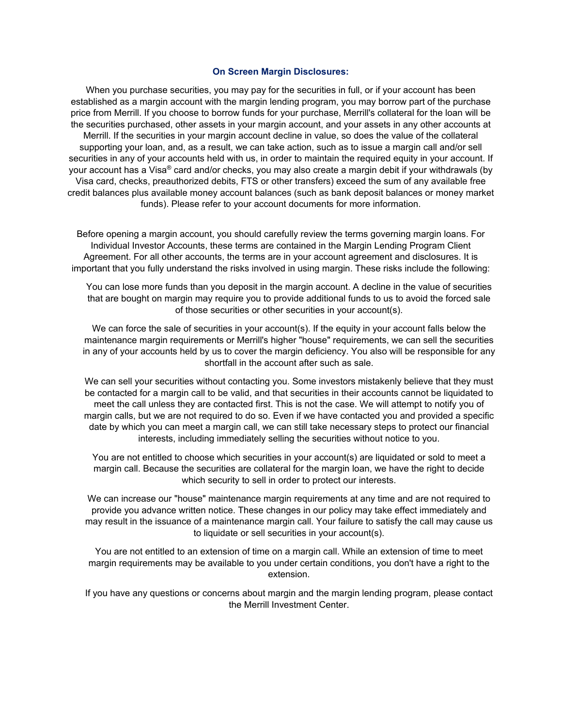## On Screen Margin Disclosures:

When you purchase securities, you may pay for the securities in full, or if your account has been established as a margin account with the margin lending program, you may borrow part of the purchase price from Merrill. If you choose to borrow funds for your purchase, Merrill's collateral for the loan will be the securities purchased, other assets in your margin account, and your assets in any other accounts at Merrill. If the securities in your margin account decline in value, so does the value of the collateral supporting your loan, and, as a result, we can take action, such as to issue a margin call and/or sell securities in any of your accounts held with us, in order to maintain the required equity in your account. If your account has a Visa® card and/or checks, you may also create a margin debit if your withdrawals (by Visa card, checks, preauthorized debits, FTS or other transfers) exceed the sum of any available free credit balances plus available money account balances (such as bank deposit balances or money market funds). Please refer to your account documents for more information.

Before opening a margin account, you should carefully review the terms governing margin loans. For Individual Investor Accounts, these terms are contained in the Margin Lending Program Client Agreement. For all other accounts, the terms are in your account agreement and disclosures. It is important that you fully understand the risks involved in using margin. These risks include the following:

You can lose more funds than you deposit in the margin account. A decline in the value of securities that are bought on margin may require you to provide additional funds to us to avoid the forced sale of those securities or other securities in your account(s).

We can force the sale of securities in your account(s). If the equity in your account falls below the maintenance margin requirements or Merrill's higher "house" requirements, we can sell the securities in any of your accounts held by us to cover the margin deficiency. You also will be responsible for any shortfall in the account after such as sale.

We can sell your securities without contacting you. Some investors mistakenly believe that they must be contacted for a margin call to be valid, and that securities in their accounts cannot be liquidated to meet the call unless they are contacted first. This is not the case. We will attempt to notify you of margin calls, but we are not required to do so. Even if we have contacted you and provided a specific date by which you can meet a margin call, we can still take necessary steps to protect our financial interests, including immediately selling the securities without notice to you.

You are not entitled to choose which securities in your account(s) are liquidated or sold to meet a margin call. Because the securities are collateral for the margin loan, we have the right to decide which security to sell in order to protect our interests.

We can increase our "house" maintenance margin requirements at any time and are not required to provide you advance written notice. These changes in our policy may take effect immediately and may result in the issuance of a maintenance margin call. Your failure to satisfy the call may cause us to liquidate or sell securities in your account(s).

You are not entitled to an extension of time on a margin call. While an extension of time to meet margin requirements may be available to you under certain conditions, you don't have a right to the extension.

If you have any questions or concerns about margin and the margin lending program, please contact the Merrill Investment Center.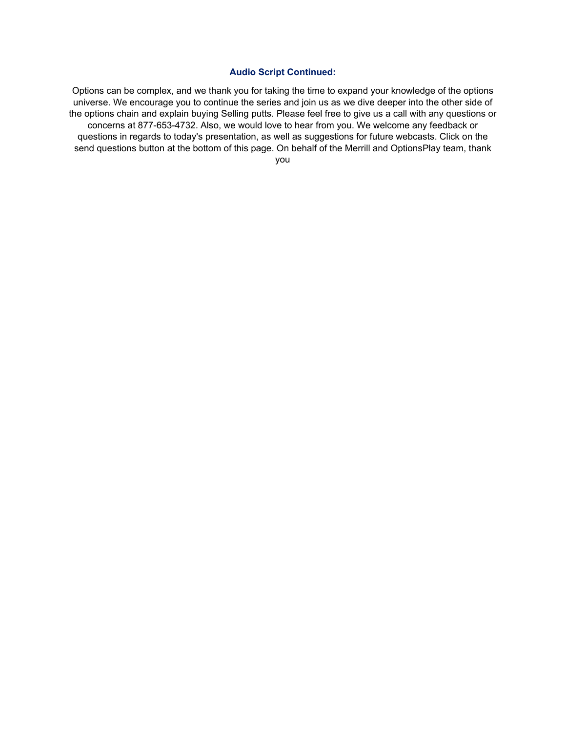**Audio Script Continued:**

Options can be complex, and we thank you for taking the time to expand your knowledge of the options universe. We encourage you to continue the series and join us as we dive deeper into the other side of the options chain and explain buying Selling putts. Please feel free to give us a call with any questions or concerns at 877-653-4732. Also, we would love to hear from you. We welcome any feedback or questions in regards to today's presentation, as well as suggestions for future webcasts. Click on the send questions button at the bottom of this page. On behalf of the Merrill and OptionsPlay team, thank you